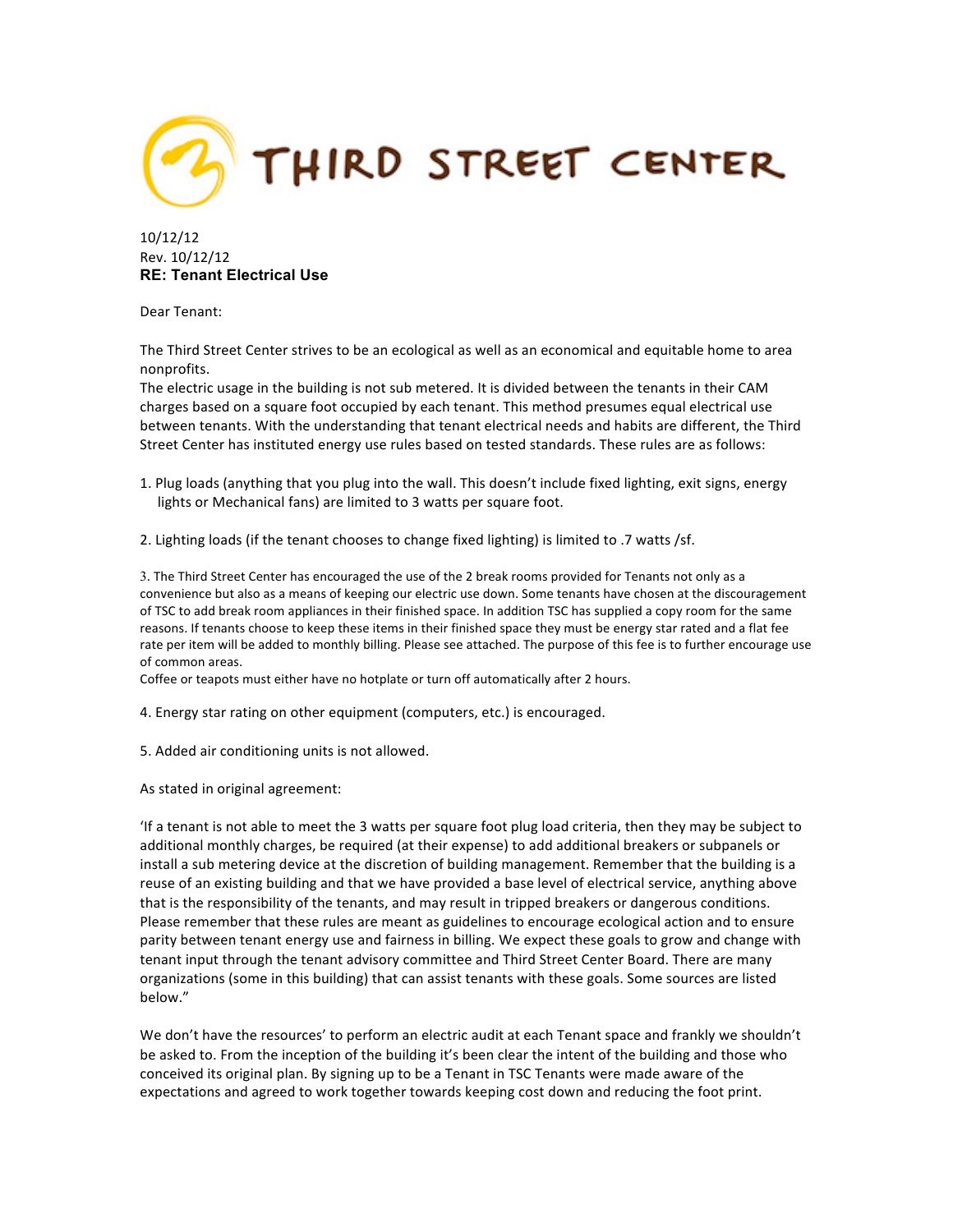# THIRD STREET CENTER

10/12/12
Rev. 10/12/12
**RE: Tenant Electrical Use**

Dear Tenant:

The Third Street Center strives to be an ecological as well as an economical and equitable home to area nonprofits.
The electric usage in the building is not sub metered. It is divided between the tenants in their CAM charges based on a square foot occupied by each tenant. This method presumes equal electrical use between tenants. With the understanding that tenant electrical needs and habits are different, the Third Street Center has instituted energy use rules based on tested standards. These rules are as follows:

1. Plug loads (anything that you plug into the wall. This doesn't include fixed lighting, exit signs, energy lights or Mechanical fans) are limited to 3 watts per square foot.

2. Lighting loads (if the tenant chooses to change fixed lighting) is limited to .7 watts /sf.

3. The Third Street Center has encouraged the use of the 2 break rooms provided for Tenants not only as a convenience but also as a means of keeping our electric use down. Some tenants have chosen at the discouragement of TSC to add break room appliances in their finished space. In addition TSC has supplied a copy room for the same reasons. If tenants choose to keep these items in their finished space they must be energy star rated and a flat fee rate per item will be added to monthly billing. Please see attached. The purpose of this fee is to further encourage use of common areas.
Coffee or teapots must either have no hotplate or turn off automatically after 2 hours.

4. Energy star rating on other equipment (computers, etc.) is encouraged.

5. Added air conditioning units is not allowed.

As stated in original agreement:

'If a tenant is not able to meet the 3 watts per square foot plug load criteria, then they may be subject to additional monthly charges, be required (at their expense) to add additional breakers or subpanels or install a sub metering device at the discretion of building management. Remember that the building is a reuse of an existing building and that we have provided a base level of electrical service, anything above that is the responsibility of the tenants, and may result in tripped breakers or dangerous conditions. Please remember that these rules are meant as guidelines to encourage ecological action and to ensure parity between tenant energy use and fairness in billing. We expect these goals to grow and change with tenant input through the tenant advisory committee and Third Street Center Board. There are many organizations (some in this building) that can assist tenants with these goals. Some sources are listed below."

We don't have the resources' to perform an electric audit at each Tenant space and frankly we shouldn't be asked to. From the inception of the building it's been clear the intent of the building and those who conceived its original plan. By signing up to be a Tenant in TSC Tenants were made aware of the expectations and agreed to work together towards keeping cost down and reducing the foot print.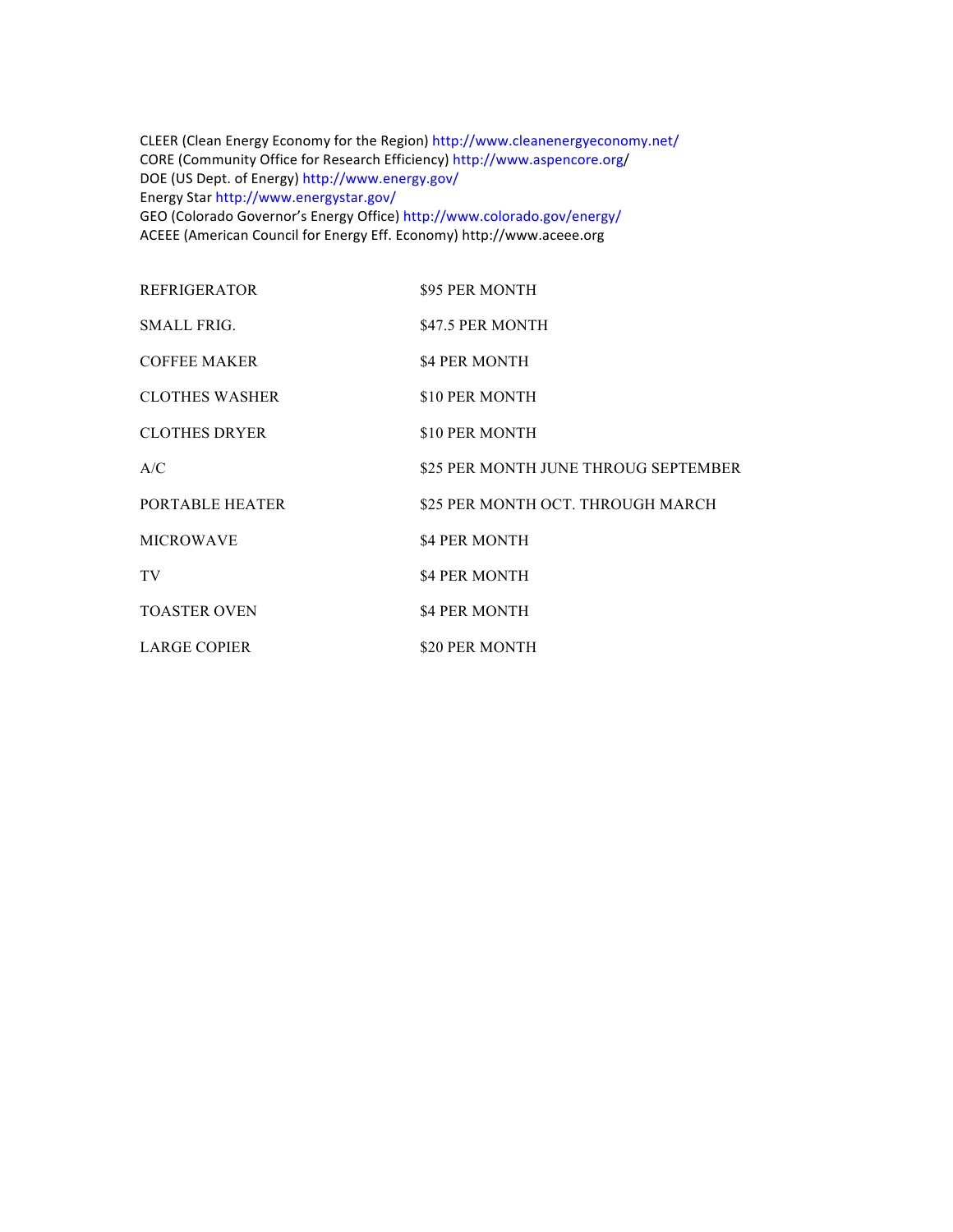CLEER (Clean Energy Economy for the Region) http://www.cleanenergyeconomy.net/
CORE (Community Office for Research Efficiency) http://www.aspencore.org/
DOE (US Dept. of Energy) http://www.energy.gov/
Energy Star http://www.energystar.gov/
GEO (Colorado Governor's Energy Office) http://www.colorado.gov/energy/
ACEEE (American Council for Energy Eff. Economy) http://www.aceee.org

| | |
|---|---|
| REFRIGERATOR | $95 PER MONTH |
| SMALL FRIG. | $47.5 PER MONTH |
| COFFEE MAKER | $4 PER MONTH |
| CLOTHES WASHER | $10 PER MONTH |
| CLOTHES DRYER | $10 PER MONTH |
| A/C | $25 PER MONTH JUNE THROUG SEPTEMBER |
| PORTABLE HEATER | $25 PER MONTH OCT. THROUGH MARCH |
| MICROWAVE | $4 PER MONTH |
| TV | $4 PER MONTH |
| TOASTER OVEN | $4 PER MONTH |
| LARGE COPIER | $20 PER MONTH |